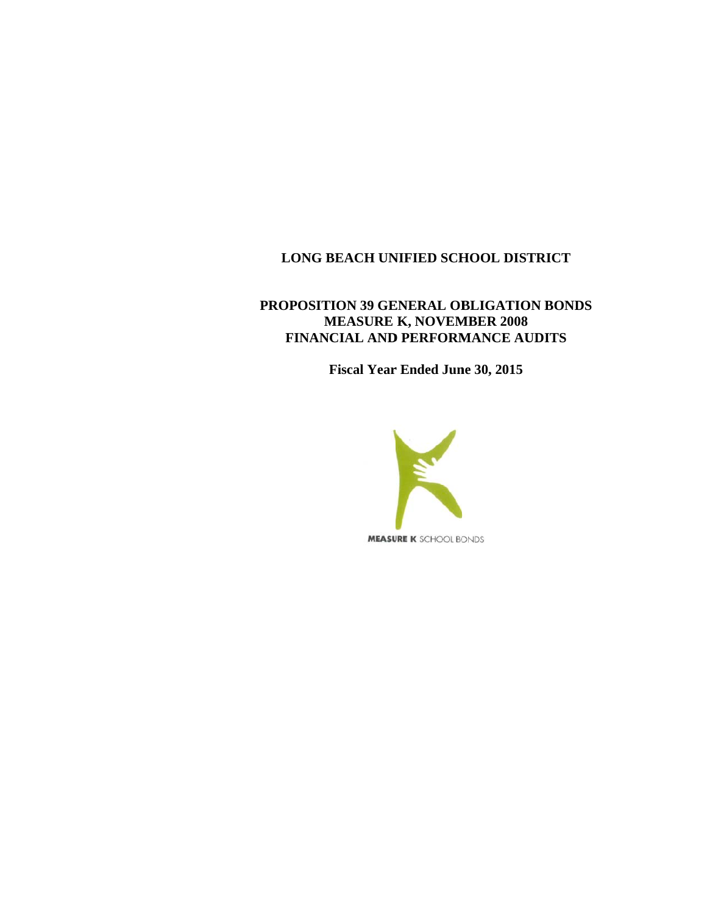# LONG BEACH UNIFIED SCHOOL DISTRICT

## PROPOSITION 39 GENERAL OBLIGATION BONDS
## MEASURE K, NOVEMBER 2008
## FINANCIAL AND PERFORMANCE AUDITS

**Fiscal Year Ended June 30, 2015**

MEASURE K SCHOOL BONDS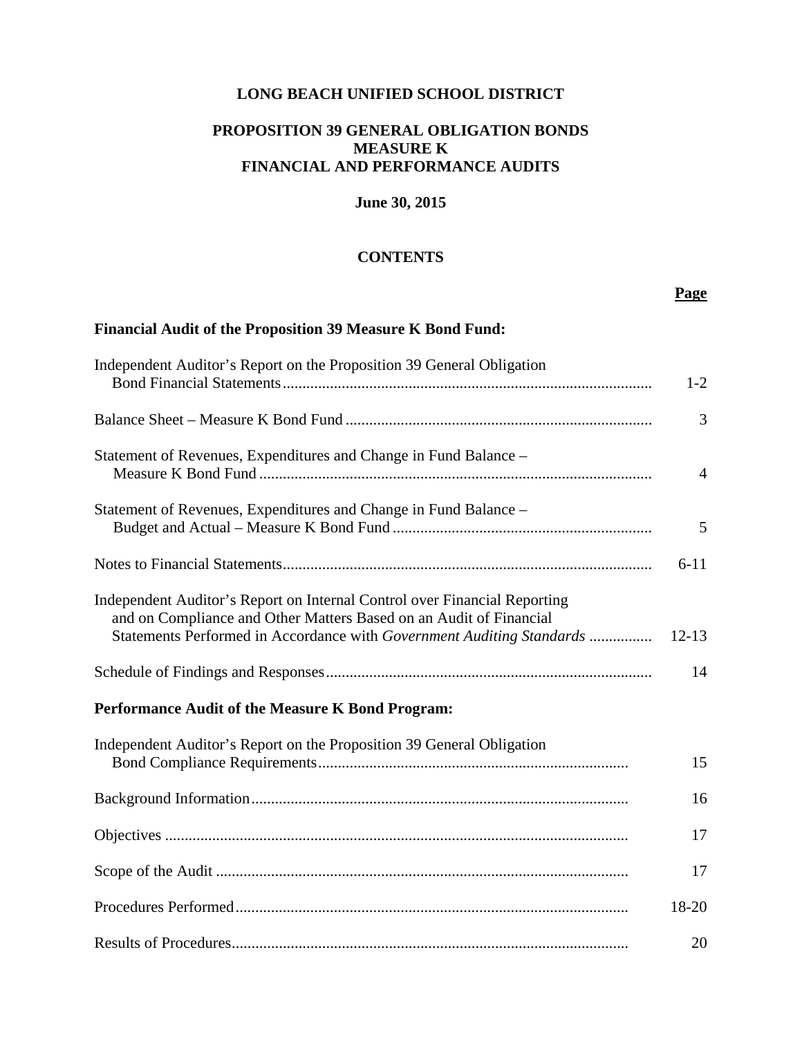# LONG BEACH UNIFIED SCHOOL DISTRICT

## PROPOSITION 39 GENERAL OBLIGATION BONDS
## MEASURE K
## FINANCIAL AND PERFORMANCE AUDITS

**June 30, 2015**

## CONTENTS

| | Page |
|---|---|
| **Financial Audit of the Proposition 39 Measure K Bond Fund:** | |
| Independent Auditor's Report on the Proposition 39 General Obligation Bond Financial Statements | 1-2 |
| Balance Sheet – Measure K Bond Fund | 3 |
| Statement of Revenues, Expenditures and Change in Fund Balance – Measure K Bond Fund | 4 |
| Statement of Revenues, Expenditures and Change in Fund Balance – Budget and Actual – Measure K Bond Fund | 5 |
| Notes to Financial Statements | 6-11 |
| Independent Auditor's Report on Internal Control over Financial Reporting and on Compliance and Other Matters Based on an Audit of Financial Statements Performed in Accordance with *Government Auditing Standards* | 12-13 |
| Schedule of Findings and Responses | 14 |
| **Performance Audit of the Measure K Bond Program:** | |
| Independent Auditor's Report on the Proposition 39 General Obligation Bond Compliance Requirements | 15 |
| Background Information | 16 |
| Objectives | 17 |
| Scope of the Audit | 17 |
| Procedures Performed | 18-20 |
| Results of Procedures | 20 |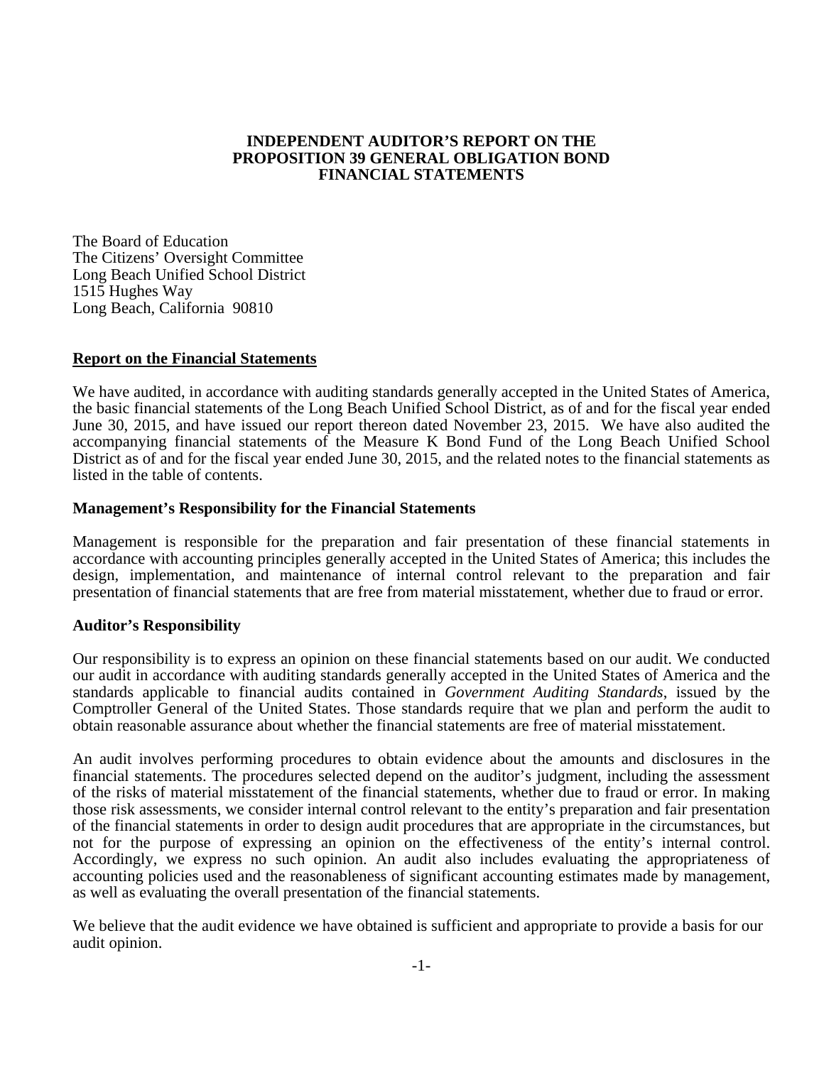# INDEPENDENT AUDITOR'S REPORT ON THE PROPOSITION 39 GENERAL OBLIGATION BOND FINANCIAL STATEMENTS

The Board of Education
The Citizens' Oversight Committee
Long Beach Unified School District
1515 Hughes Way
Long Beach, California 90810

## Report on the Financial Statements

We have audited, in accordance with auditing standards generally accepted in the United States of America, the basic financial statements of the Long Beach Unified School District, as of and for the fiscal year ended June 30, 2015, and have issued our report thereon dated November 23, 2015. We have also audited the accompanying financial statements of the Measure K Bond Fund of the Long Beach Unified School District as of and for the fiscal year ended June 30, 2015, and the related notes to the financial statements as listed in the table of contents.

### Management's Responsibility for the Financial Statements

Management is responsible for the preparation and fair presentation of these financial statements in accordance with accounting principles generally accepted in the United States of America; this includes the design, implementation, and maintenance of internal control relevant to the preparation and fair presentation of financial statements that are free from material misstatement, whether due to fraud or error.

### Auditor's Responsibility

Our responsibility is to express an opinion on these financial statements based on our audit. We conducted our audit in accordance with auditing standards generally accepted in the United States of America and the standards applicable to financial audits contained in *Government Auditing Standards*, issued by the Comptroller General of the United States. Those standards require that we plan and perform the audit to obtain reasonable assurance about whether the financial statements are free of material misstatement.

An audit involves performing procedures to obtain evidence about the amounts and disclosures in the financial statements. The procedures selected depend on the auditor's judgment, including the assessment of the risks of material misstatement of the financial statements, whether due to fraud or error. In making those risk assessments, we consider internal control relevant to the entity's preparation and fair presentation of the financial statements in order to design audit procedures that are appropriate in the circumstances, but not for the purpose of expressing an opinion on the effectiveness of the entity's internal control. Accordingly, we express no such opinion. An audit also includes evaluating the appropriateness of accounting policies used and the reasonableness of significant accounting estimates made by management, as well as evaluating the overall presentation of the financial statements.

We believe that the audit evidence we have obtained is sufficient and appropriate to provide a basis for our audit opinion.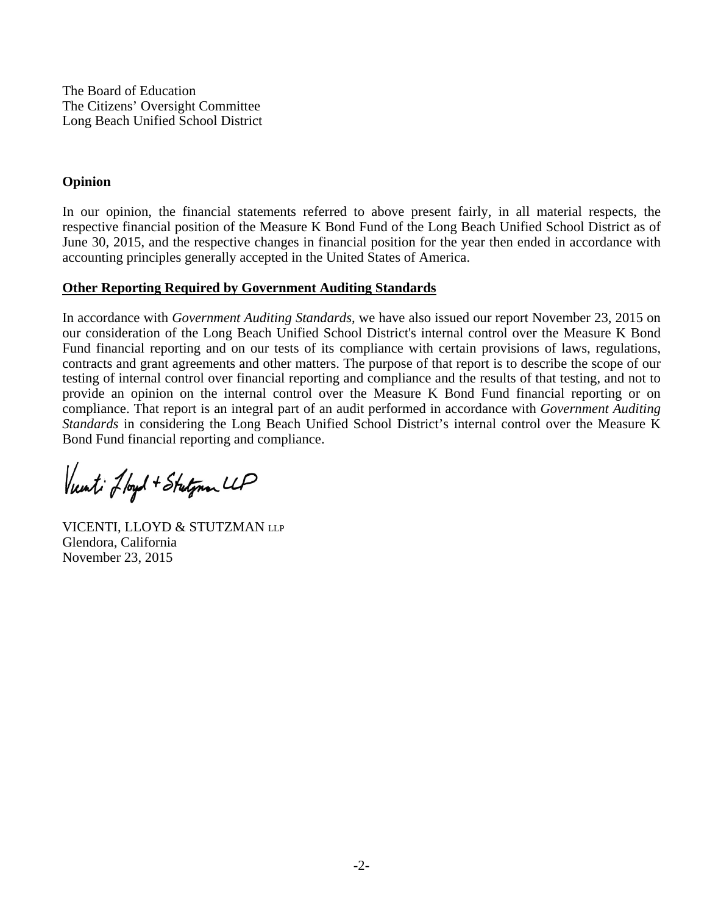The Board of Education
The Citizens' Oversight Committee
Long Beach Unified School District

**Opinion**

In our opinion, the financial statements referred to above present fairly, in all material respects, the respective financial position of the Measure K Bond Fund of the Long Beach Unified School District as of June 30, 2015, and the respective changes in financial position for the year then ended in accordance with accounting principles generally accepted in the United States of America.

**Other Reporting Required by Government Auditing Standards**

In accordance with *Government Auditing Standards*, we have also issued our report November 23, 2015 on our consideration of the Long Beach Unified School District's internal control over the Measure K Bond Fund financial reporting and on our tests of its compliance with certain provisions of laws, regulations, contracts and grant agreements and other matters. The purpose of that report is to describe the scope of our testing of internal control over financial reporting and compliance and the results of that testing, and not to provide an opinion on the internal control over the Measure K Bond Fund financial reporting or on compliance. That report is an integral part of an audit performed in accordance with *Government Auditing Standards* in considering the Long Beach Unified School District's internal control over the Measure K Bond Fund financial reporting and compliance.

Vicenti Lloyd + Stutzman LLP

VICENTI, LLOYD & STUTZMAN LLP
Glendora, California
November 23, 2015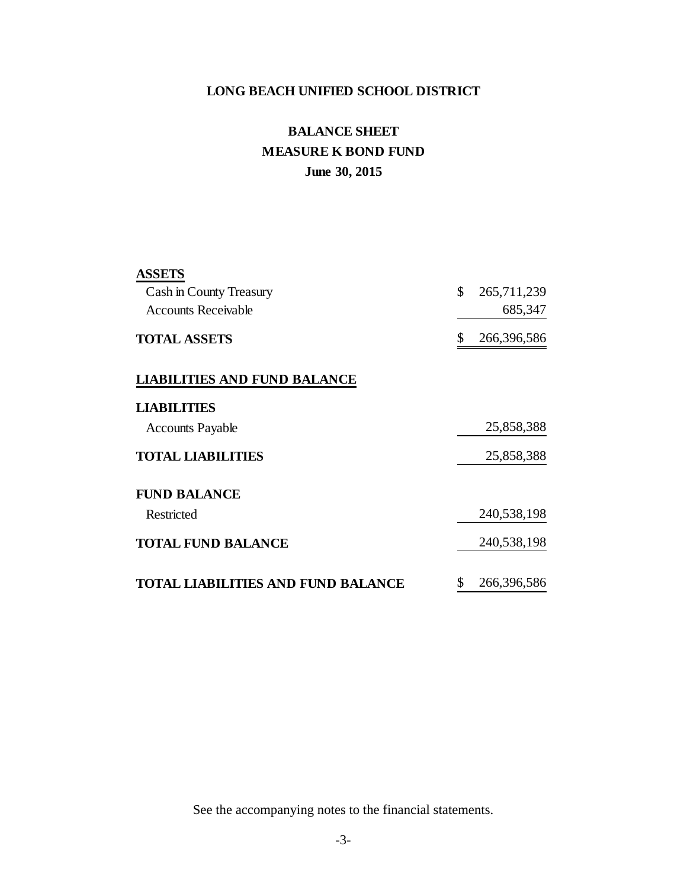# LONG BEACH UNIFIED SCHOOL DISTRICT

## BALANCE SHEET
## MEASURE K BOND FUND
### June 30, 2015

| | |
|---|---|
| **ASSETS** | |
| Cash in County Treasury | $ 265,711,239 |
| Accounts Receivable | 685,347 |
| **TOTAL ASSETS** | $ 266,396,586 |
| | |
| **LIABILITIES AND FUND BALANCE** | |
| **LIABILITIES** | |
| Accounts Payable | 25,858,388 |
| **TOTAL LIABILITIES** | 25,858,388 |
| | |
| **FUND BALANCE** | |
| Restricted | 240,538,198 |
| **TOTAL FUND BALANCE** | 240,538,198 |
| | |
| **TOTAL LIABILITIES AND FUND BALANCE** | $ 266,396,586 |

See the accompanying notes to the financial statements.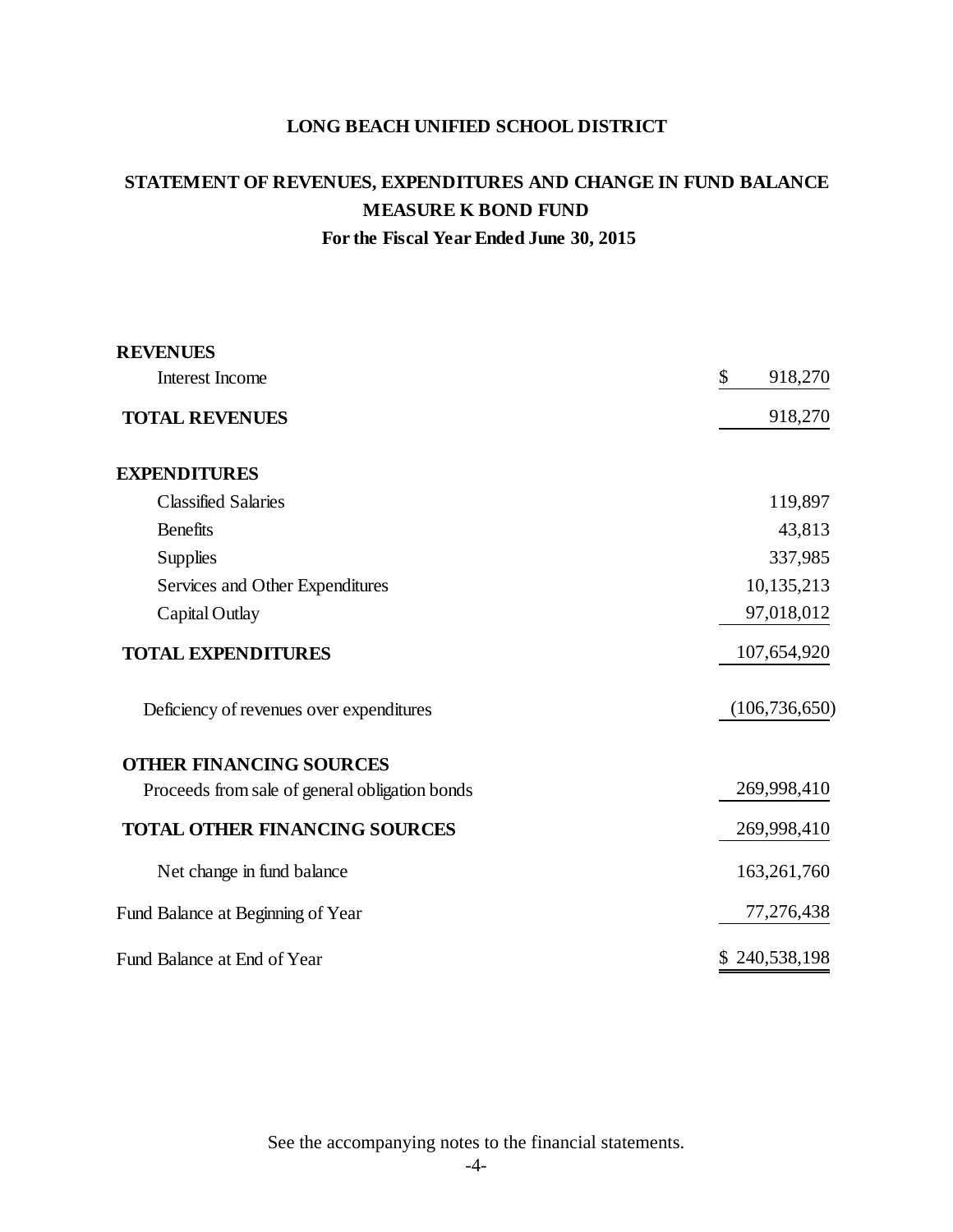# LONG BEACH UNIFIED SCHOOL DISTRICT

## STATEMENT OF REVENUES, EXPENDITURES AND CHANGE IN FUND BALANCE
## MEASURE K BOND FUND
### For the Fiscal Year Ended June 30, 2015

| | |
|---|---|
| **REVENUES** | |
| Interest Income | $ 918,270 |
| **TOTAL REVENUES** | 918,270 |
| **EXPENDITURES** | |
| Classified Salaries | 119,897 |
| Benefits | 43,813 |
| Supplies | 337,985 |
| Services and Other Expenditures | 10,135,213 |
| Capital Outlay | 97,018,012 |
| **TOTAL EXPENDITURES** | 107,654,920 |
| Deficiency of revenues over expenditures | (106,736,650) |
| **OTHER FINANCING SOURCES** | |
| Proceeds from sale of general obligation bonds | 269,998,410 |
| **TOTAL OTHER FINANCING SOURCES** | 269,998,410 |
| Net change in fund balance | 163,261,760 |
| Fund Balance at Beginning of Year | 77,276,438 |
| Fund Balance at End of Year | $ 240,538,198 |

See the accompanying notes to the financial statements.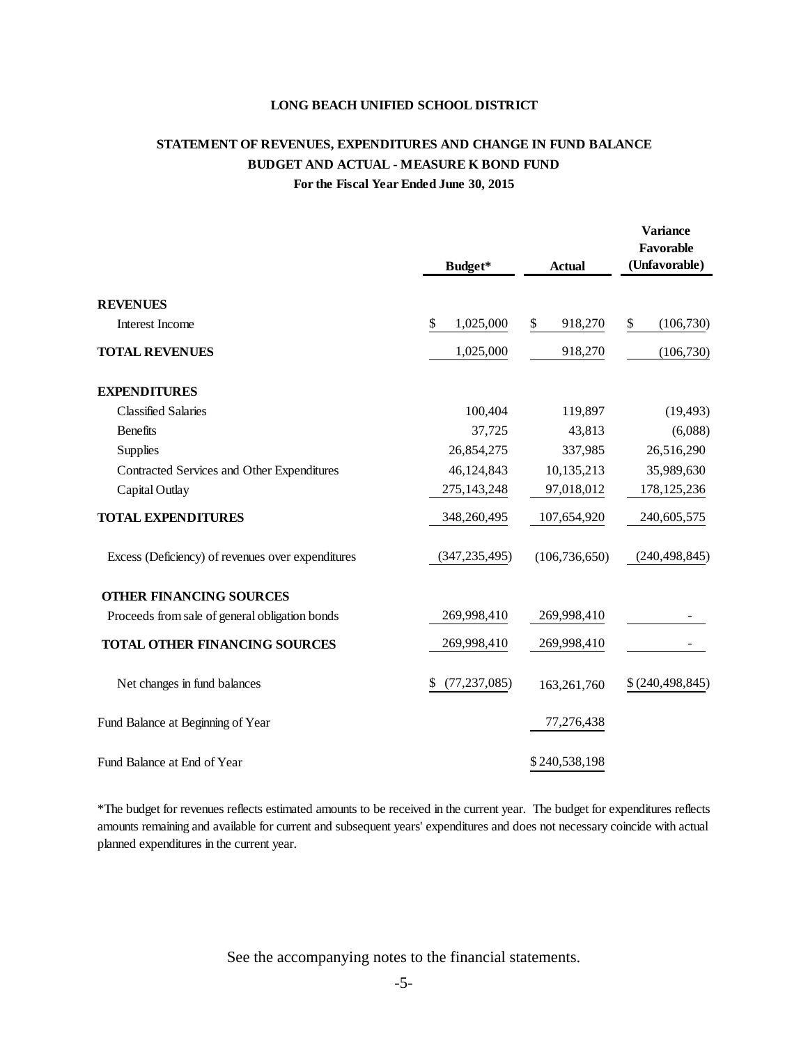**LONG BEACH UNIFIED SCHOOL DISTRICT**

**STATEMENT OF REVENUES, EXPENDITURES AND CHANGE IN FUND BALANCE**
**BUDGET AND ACTUAL - MEASURE K BOND FUND**
**For the Fiscal Year Ended June 30, 2015**

| | Budget* | Actual | Variance Favorable (Unfavorable) |
|---|---|---|---|
| **REVENUES** | | | |
| Interest Income | $ 1,025,000 | $ 918,270 | $ (106,730) |
| **TOTAL REVENUES** | 1,025,000 | 918,270 | (106,730) |
| **EXPENDITURES** | | | |
| Classified Salaries | 100,404 | 119,897 | (19,493) |
| Benefits | 37,725 | 43,813 | (6,088) |
| Supplies | 26,854,275 | 337,985 | 26,516,290 |
| Contracted Services and Other Expenditures | 46,124,843 | 10,135,213 | 35,989,630 |
| Capital Outlay | 275,143,248 | 97,018,012 | 178,125,236 |
| **TOTAL EXPENDITURES** | 348,260,495 | 107,654,920 | 240,605,575 |
| Excess (Deficiency) of revenues over expenditures | (347,235,495) | (106,736,650) | (240,498,845) |
| **OTHER FINANCING SOURCES** | | | |
| Proceeds from sale of general obligation bonds | 269,998,410 | 269,998,410 | - |
| **TOTAL OTHER FINANCING SOURCES** | 269,998,410 | 269,998,410 | - |
| Net changes in fund balances | $ (77,237,085) | 163,261,760 | $ (240,498,845) |
| Fund Balance at Beginning of Year | | 77,276,438 | |
| Fund Balance at End of Year | | $ 240,538,198 | |

*The budget for revenues reflects estimated amounts to be received in the current year. The budget for expenditures reflects amounts remaining and available for current and subsequent years' expenditures and does not necessary coincide with actual planned expenditures in the current year.

See the accompanying notes to the financial statements.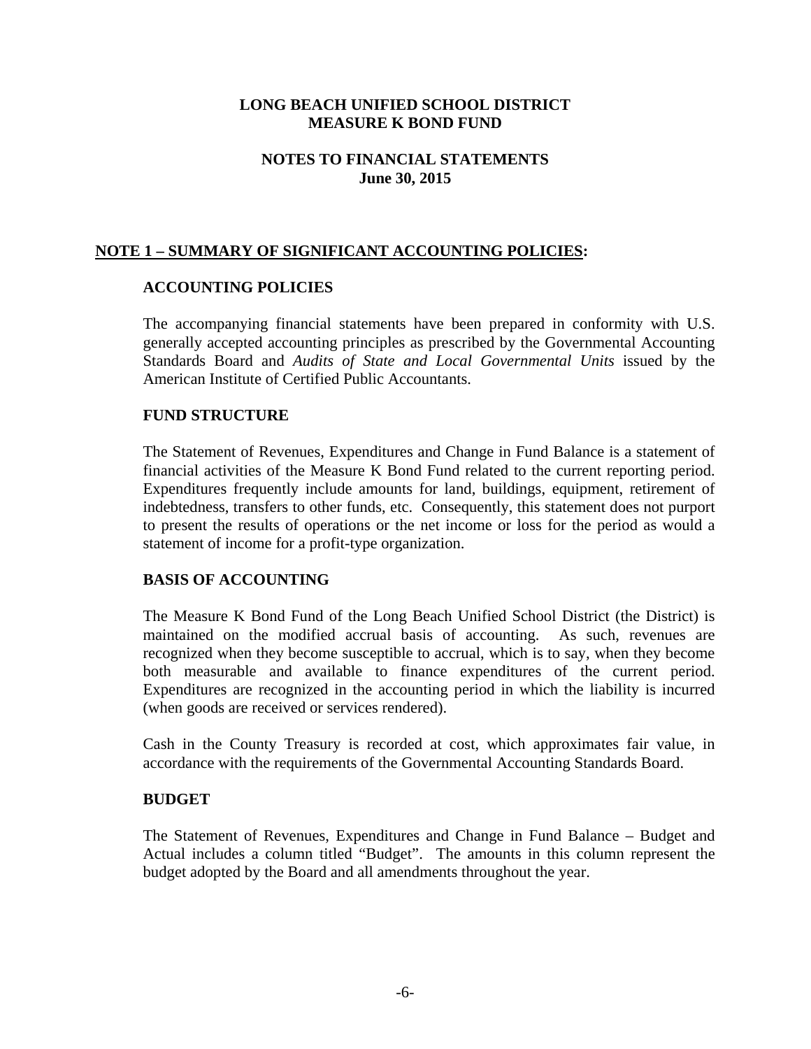# LONG BEACH UNIFIED SCHOOL DISTRICT
# MEASURE K BOND FUND

## NOTES TO FINANCIAL STATEMENTS
## June 30, 2015

## NOTE 1 – SUMMARY OF SIGNIFICANT ACCOUNTING POLICIES:

### ACCOUNTING POLICIES

The accompanying financial statements have been prepared in conformity with U.S. generally accepted accounting principles as prescribed by the Governmental Accounting Standards Board and *Audits of State and Local Governmental Units* issued by the American Institute of Certified Public Accountants.

### FUND STRUCTURE

The Statement of Revenues, Expenditures and Change in Fund Balance is a statement of financial activities of the Measure K Bond Fund related to the current reporting period. Expenditures frequently include amounts for land, buildings, equipment, retirement of indebtedness, transfers to other funds, etc. Consequently, this statement does not purport to present the results of operations or the net income or loss for the period as would a statement of income for a profit-type organization.

### BASIS OF ACCOUNTING

The Measure K Bond Fund of the Long Beach Unified School District (the District) is maintained on the modified accrual basis of accounting. As such, revenues are recognized when they become susceptible to accrual, which is to say, when they become both measurable and available to finance expenditures of the current period. Expenditures are recognized in the accounting period in which the liability is incurred (when goods are received or services rendered).

Cash in the County Treasury is recorded at cost, which approximates fair value, in accordance with the requirements of the Governmental Accounting Standards Board.

### BUDGET

The Statement of Revenues, Expenditures and Change in Fund Balance – Budget and Actual includes a column titled "Budget". The amounts in this column represent the budget adopted by the Board and all amendments throughout the year.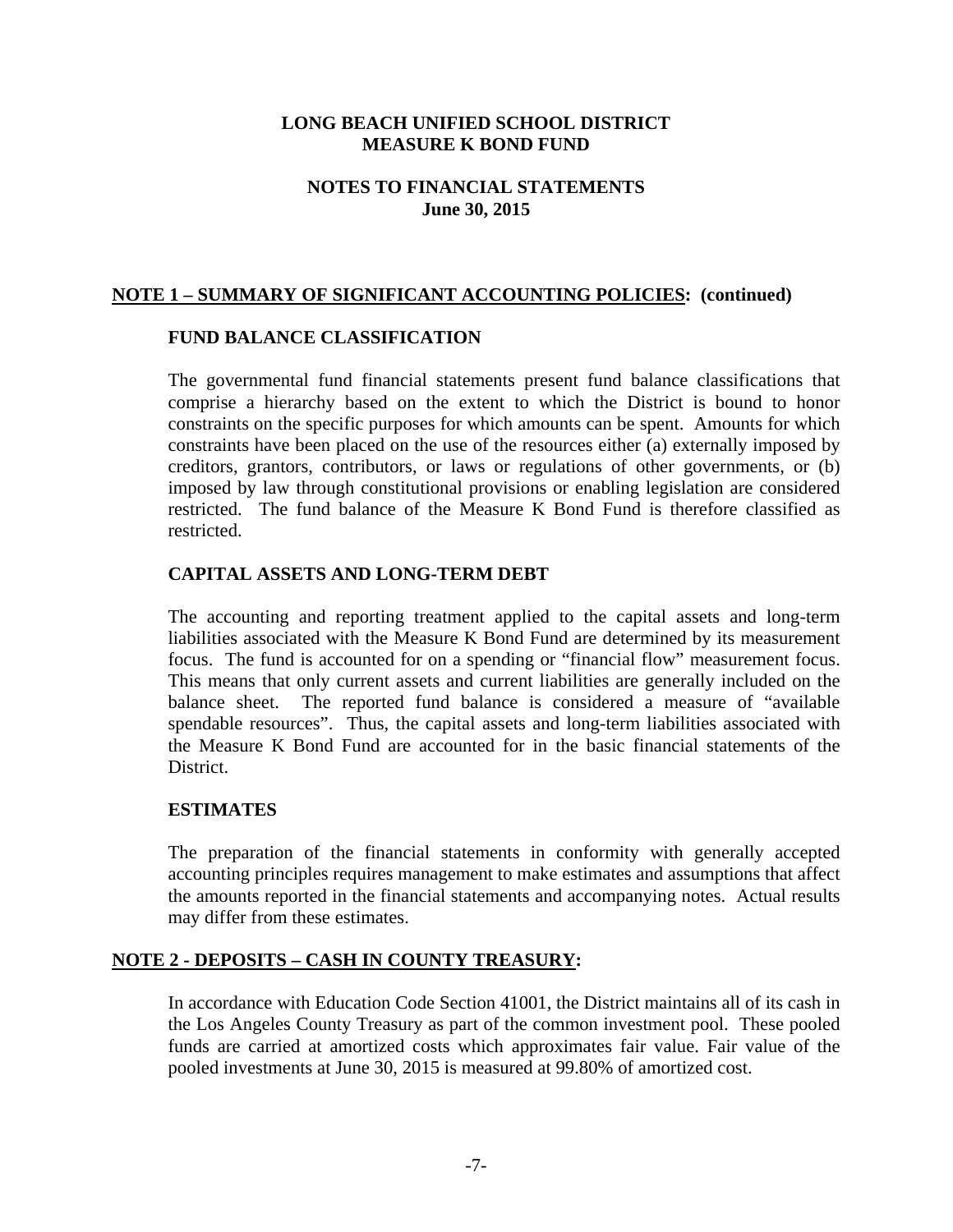**LONG BEACH UNIFIED SCHOOL DISTRICT**
**MEASURE K BOND FUND**

**NOTES TO FINANCIAL STATEMENTS**
**June 30, 2015**

## NOTE 1 – SUMMARY OF SIGNIFICANT ACCOUNTING POLICIES: (continued)

### FUND BALANCE CLASSIFICATION

The governmental fund financial statements present fund balance classifications that comprise a hierarchy based on the extent to which the District is bound to honor constraints on the specific purposes for which amounts can be spent. Amounts for which constraints have been placed on the use of the resources either (a) externally imposed by creditors, grantors, contributors, or laws or regulations of other governments, or (b) imposed by law through constitutional provisions or enabling legislation are considered restricted. The fund balance of the Measure K Bond Fund is therefore classified as restricted.

### CAPITAL ASSETS AND LONG-TERM DEBT

The accounting and reporting treatment applied to the capital assets and long-term liabilities associated with the Measure K Bond Fund are determined by its measurement focus. The fund is accounted for on a spending or "financial flow" measurement focus. This means that only current assets and current liabilities are generally included on the balance sheet. The reported fund balance is considered a measure of "available spendable resources". Thus, the capital assets and long-term liabilities associated with the Measure K Bond Fund are accounted for in the basic financial statements of the District.

### ESTIMATES

The preparation of the financial statements in conformity with generally accepted accounting principles requires management to make estimates and assumptions that affect the amounts reported in the financial statements and accompanying notes. Actual results may differ from these estimates.

## NOTE 2 - DEPOSITS – CASH IN COUNTY TREASURY:

In accordance with Education Code Section 41001, the District maintains all of its cash in the Los Angeles County Treasury as part of the common investment pool. These pooled funds are carried at amortized costs which approximates fair value. Fair value of the pooled investments at June 30, 2015 is measured at 99.80% of amortized cost.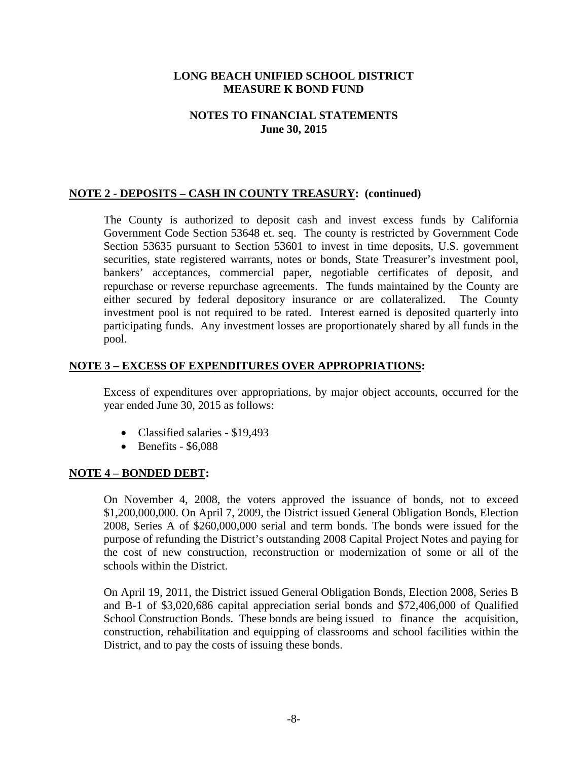# LONG BEACH UNIFIED SCHOOL DISTRICT
# MEASURE K BOND FUND

## NOTES TO FINANCIAL STATEMENTS
## June 30, 2015

**NOTE 2 - DEPOSITS – CASH IN COUNTY TREASURY: (continued)**

The County is authorized to deposit cash and invest excess funds by California Government Code Section 53648 et. seq. The county is restricted by Government Code Section 53635 pursuant to Section 53601 to invest in time deposits, U.S. government securities, state registered warrants, notes or bonds, State Treasurer's investment pool, bankers' acceptances, commercial paper, negotiable certificates of deposit, and repurchase or reverse repurchase agreements. The funds maintained by the County are either secured by federal depository insurance or are collateralized. The County investment pool is not required to be rated. Interest earned is deposited quarterly into participating funds. Any investment losses are proportionately shared by all funds in the pool.

**NOTE 3 – EXCESS OF EXPENDITURES OVER APPROPRIATIONS:**

Excess of expenditures over appropriations, by major object accounts, occurred for the year ended June 30, 2015 as follows:

- Classified salaries - $19,493
- Benefits - $6,088

**NOTE 4 – BONDED DEBT:**

On November 4, 2008, the voters approved the issuance of bonds, not to exceed $1,200,000,000. On April 7, 2009, the District issued General Obligation Bonds, Election 2008, Series A of $260,000,000 serial and term bonds. The bonds were issued for the purpose of refunding the District's outstanding 2008 Capital Project Notes and paying for the cost of new construction, reconstruction or modernization of some or all of the schools within the District.

On April 19, 2011, the District issued General Obligation Bonds, Election 2008, Series B and B-1 of $3,020,686 capital appreciation serial bonds and $72,406,000 of Qualified School Construction Bonds. These bonds are being issued to finance the acquisition, construction, rehabilitation and equipping of classrooms and school facilities within the District, and to pay the costs of issuing these bonds.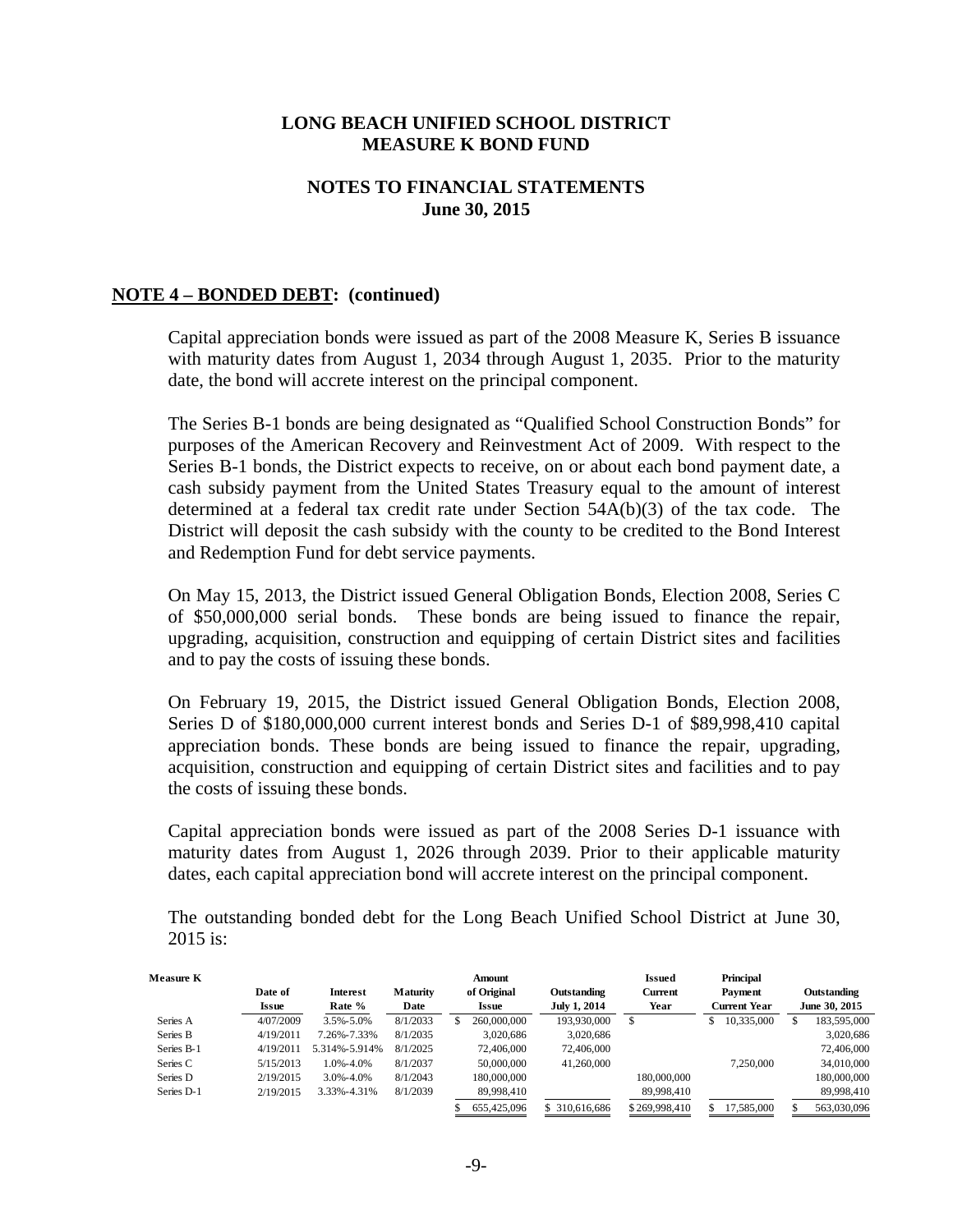# LONG BEACH UNIFIED SCHOOL DISTRICT
# MEASURE K BOND FUND

## NOTES TO FINANCIAL STATEMENTS
## June 30, 2015

**NOTE 4 – BONDED DEBT: (continued)**

Capital appreciation bonds were issued as part of the 2008 Measure K, Series B issuance with maturity dates from August 1, 2034 through August 1, 2035. Prior to the maturity date, the bond will accrete interest on the principal component.

The Series B-1 bonds are being designated as "Qualified School Construction Bonds" for purposes of the American Recovery and Reinvestment Act of 2009. With respect to the Series B-1 bonds, the District expects to receive, on or about each bond payment date, a cash subsidy payment from the United States Treasury equal to the amount of interest determined at a federal tax credit rate under Section 54A(b)(3) of the tax code. The District will deposit the cash subsidy with the county to be credited to the Bond Interest and Redemption Fund for debt service payments.

On May 15, 2013, the District issued General Obligation Bonds, Election 2008, Series C of $50,000,000 serial bonds. These bonds are being issued to finance the repair, upgrading, acquisition, construction and equipping of certain District sites and facilities and to pay the costs of issuing these bonds.

On February 19, 2015, the District issued General Obligation Bonds, Election 2008, Series D of $180,000,000 current interest bonds and Series D-1 of $89,998,410 capital appreciation bonds. These bonds are being issued to finance the repair, upgrading, acquisition, construction and equipping of certain District sites and facilities and to pay the costs of issuing these bonds.

Capital appreciation bonds were issued as part of the 2008 Series D-1 issuance with maturity dates from August 1, 2026 through 2039. Prior to their applicable maturity dates, each capital appreciation bond will accrete interest on the principal component.

The outstanding bonded debt for the Long Beach Unified School District at June 30, 2015 is:

| Measure K | Date of Issue | Interest Rate % | Maturity Date | Amount of Original Issue | Outstanding July 1, 2014 | Issued Current Year | Principal Payment Current Year | Outstanding June 30, 2015 |
|---|---|---|---|---|---|---|---|---|
| Series A | 4/07/2009 | 3.5%-5.0% | 8/1/2033 | $ 260,000,000 | 193,930,000 | $ | $ 10,335,000 | $ 183,595,000 |
| Series B | 4/19/2011 | 7.26%-7.33% | 8/1/2035 | 3,020,686 | 3,020,686 | | | 3,020,686 |
| Series B-1 | 4/19/2011 | 5.314%-5.914% | 8/1/2025 | 72,406,000 | 72,406,000 | | | 72,406,000 |
| Series C | 5/15/2013 | 1.0%-4.0% | 8/1/2037 | 50,000,000 | 41,260,000 | | 7,250,000 | 34,010,000 |
| Series D | 2/19/2015 | 3.0%-4.0% | 8/1/2043 | 180,000,000 | | 180,000,000 | | 180,000,000 |
| Series D-1 | 2/19/2015 | 3.33%-4.31% | 8/1/2039 | 89,998,410 | | 89,998,410 | | 89,998,410 |
| | | | | $ 655,425,096 | $ 310,616,686 | $ 269,998,410 | $ 17,585,000 | $ 563,030,096 |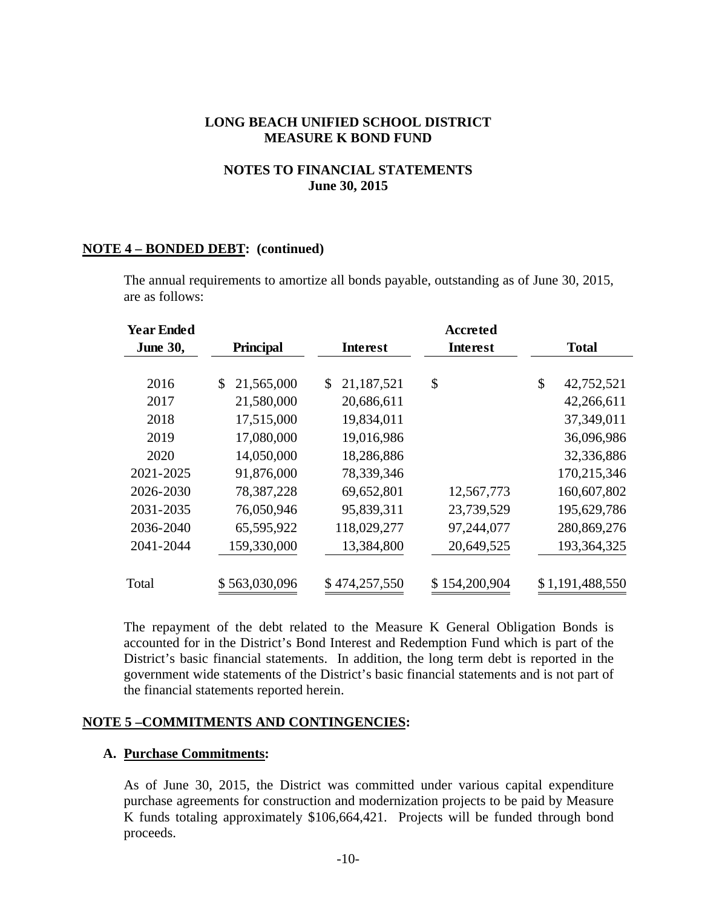**LONG BEACH UNIFIED SCHOOL DISTRICT**
**MEASURE K BOND FUND**

**NOTES TO FINANCIAL STATEMENTS**
**June 30, 2015**

## NOTE 4 – BONDED DEBT: (continued)

The annual requirements to amortize all bonds payable, outstanding as of June 30, 2015, are as follows:

| Year Ended June 30, | Principal | Interest | Accreted Interest | Total |
|---|---|---|---|---|
| 2016 | $ 21,565,000 | $ 21,187,521 | $ | $ 42,752,521 |
| 2017 | 21,580,000 | 20,686,611 | | 42,266,611 |
| 2018 | 17,515,000 | 19,834,011 | | 37,349,011 |
| 2019 | 17,080,000 | 19,016,986 | | 36,096,986 |
| 2020 | 14,050,000 | 18,286,886 | | 32,336,886 |
| 2021-2025 | 91,876,000 | 78,339,346 | | 170,215,346 |
| 2026-2030 | 78,387,228 | 69,652,801 | 12,567,773 | 160,607,802 |
| 2031-2035 | 76,050,946 | 95,839,311 | 23,739,529 | 195,629,786 |
| 2036-2040 | 65,595,922 | 118,029,277 | 97,244,077 | 280,869,276 |
| 2041-2044 | 159,330,000 | 13,384,800 | 20,649,525 | 193,364,325 |
| Total | $ 563,030,096 | $ 474,257,550 | $ 154,200,904 | $ 1,191,488,550 |

The repayment of the debt related to the Measure K General Obligation Bonds is accounted for in the District's Bond Interest and Redemption Fund which is part of the District's basic financial statements. In addition, the long term debt is reported in the government wide statements of the District's basic financial statements and is not part of the financial statements reported herein.

## NOTE 5 –COMMITMENTS AND CONTINGENCIES:

### A. Purchase Commitments:

As of June 30, 2015, the District was committed under various capital expenditure purchase agreements for construction and modernization projects to be paid by Measure K funds totaling approximately $106,664,421. Projects will be funded through bond proceeds.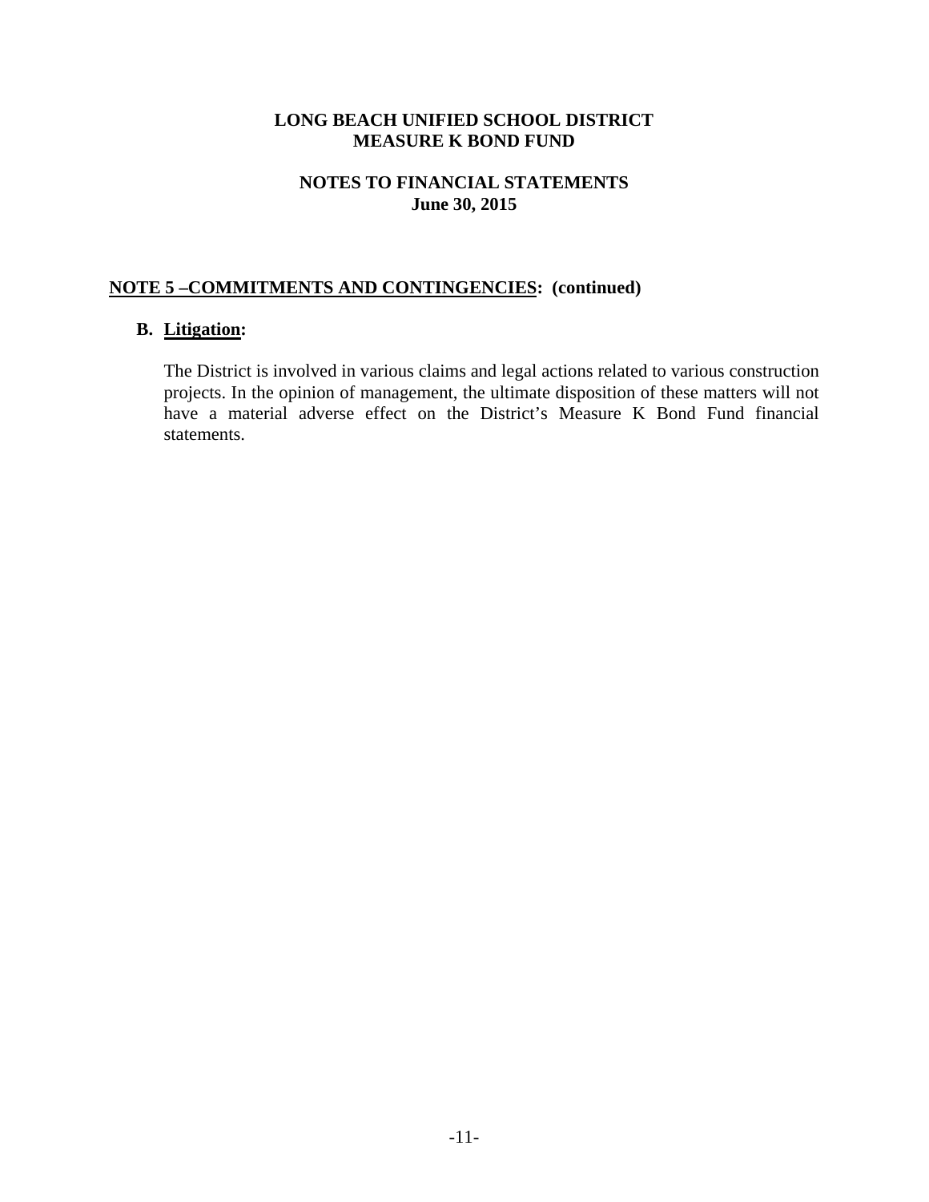# LONG BEACH UNIFIED SCHOOL DISTRICT
# MEASURE K BOND FUND

## NOTES TO FINANCIAL STATEMENTS
## June 30, 2015

### NOTE 5 –COMMITMENTS AND CONTINGENCIES: (continued)

**B. Litigation:**

The District is involved in various claims and legal actions related to various construction projects. In the opinion of management, the ultimate disposition of these matters will not have a material adverse effect on the District's Measure K Bond Fund financial statements.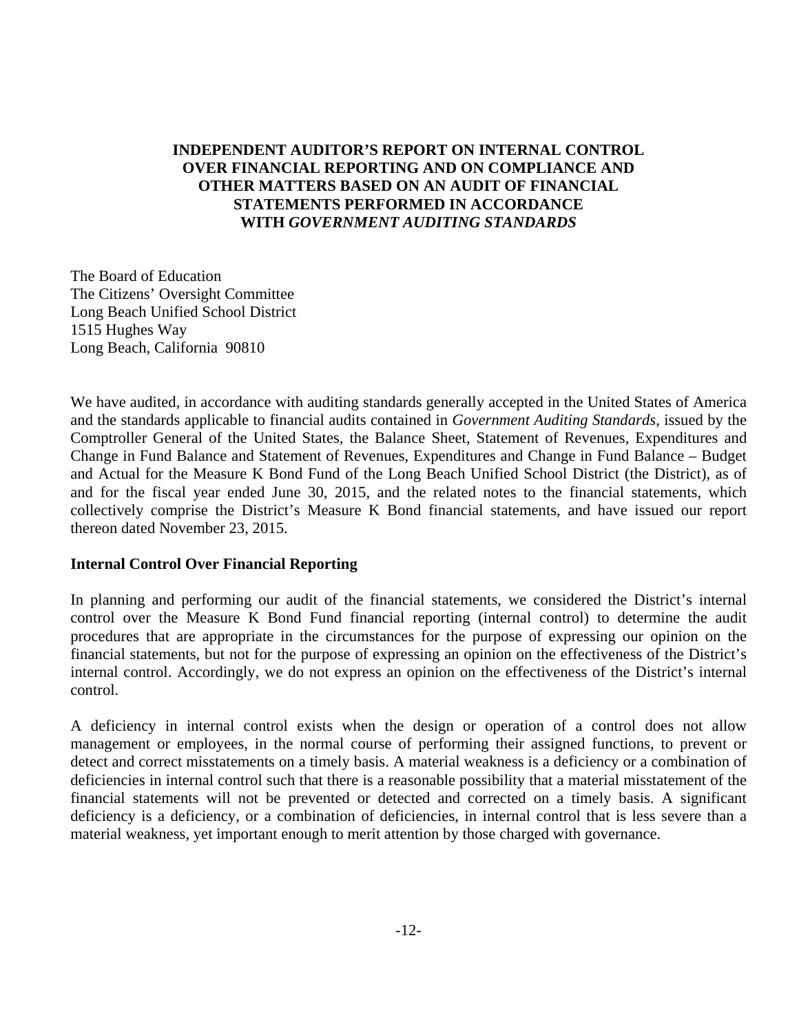# INDEPENDENT AUDITOR'S REPORT ON INTERNAL CONTROL OVER FINANCIAL REPORTING AND ON COMPLIANCE AND OTHER MATTERS BASED ON AN AUDIT OF FINANCIAL STATEMENTS PERFORMED IN ACCORDANCE WITH *GOVERNMENT AUDITING STANDARDS*

The Board of Education  
The Citizens' Oversight Committee  
Long Beach Unified School District  
1515 Hughes Way  
Long Beach, California 90810

We have audited, in accordance with auditing standards generally accepted in the United States of America and the standards applicable to financial audits contained in *Government Auditing Standards*, issued by the Comptroller General of the United States, the Balance Sheet, Statement of Revenues, Expenditures and Change in Fund Balance and Statement of Revenues, Expenditures and Change in Fund Balance – Budget and Actual for the Measure K Bond Fund of the Long Beach Unified School District (the District), as of and for the fiscal year ended June 30, 2015, and the related notes to the financial statements, which collectively comprise the District's Measure K Bond financial statements, and have issued our report thereon dated November 23, 2015.

## Internal Control Over Financial Reporting

In planning and performing our audit of the financial statements, we considered the District's internal control over the Measure K Bond Fund financial reporting (internal control) to determine the audit procedures that are appropriate in the circumstances for the purpose of expressing our opinion on the financial statements, but not for the purpose of expressing an opinion on the effectiveness of the District's internal control. Accordingly, we do not express an opinion on the effectiveness of the District's internal control.

A deficiency in internal control exists when the design or operation of a control does not allow management or employees, in the normal course of performing their assigned functions, to prevent or detect and correct misstatements on a timely basis. A material weakness is a deficiency or a combination of deficiencies in internal control such that there is a reasonable possibility that a material misstatement of the financial statements will not be prevented or detected and corrected on a timely basis. A significant deficiency is a deficiency, or a combination of deficiencies, in internal control that is less severe than a material weakness, yet important enough to merit attention by those charged with governance.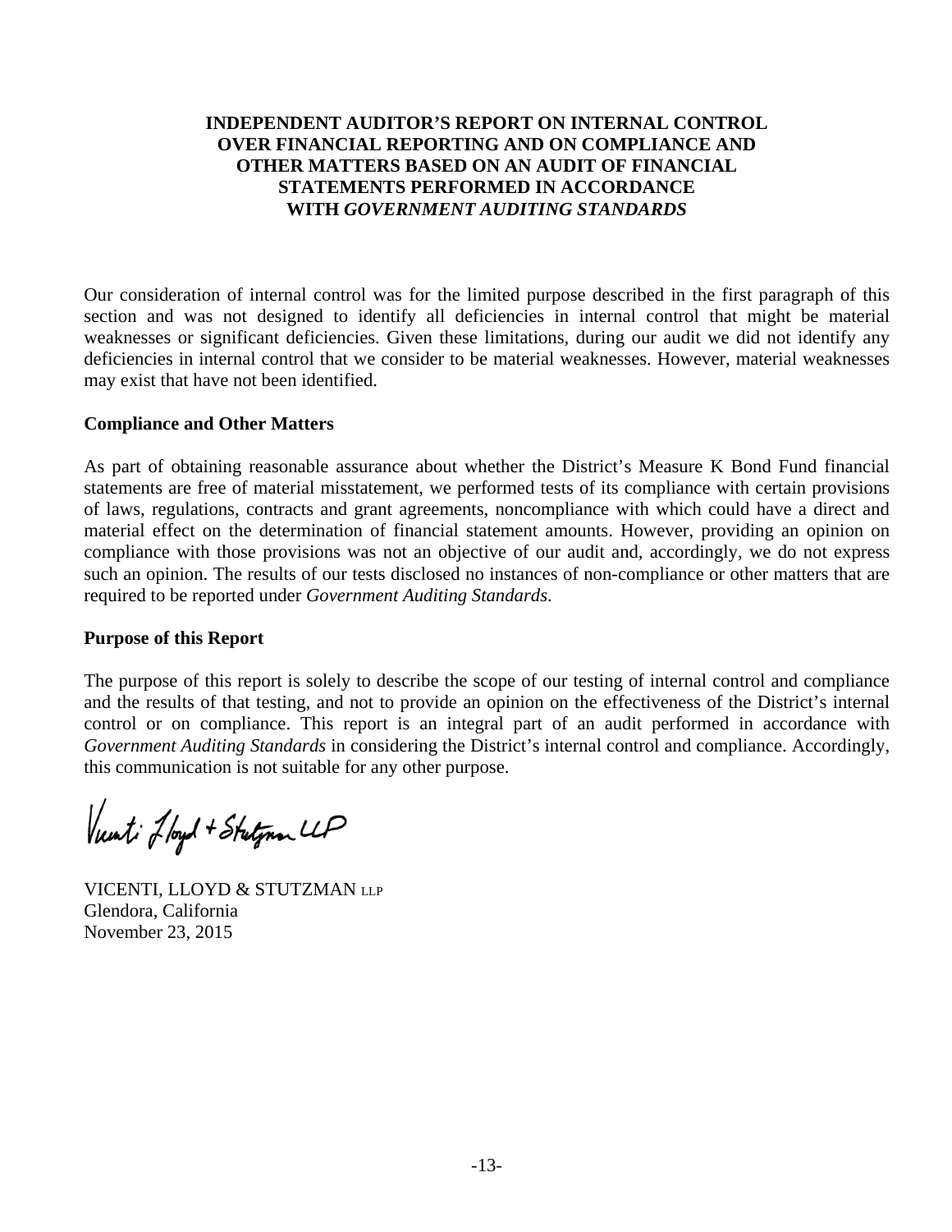**INDEPENDENT AUDITOR'S REPORT ON INTERNAL CONTROL OVER FINANCIAL REPORTING AND ON COMPLIANCE AND OTHER MATTERS BASED ON AN AUDIT OF FINANCIAL STATEMENTS PERFORMED IN ACCORDANCE WITH *GOVERNMENT AUDITING STANDARDS***

Our consideration of internal control was for the limited purpose described in the first paragraph of this section and was not designed to identify all deficiencies in internal control that might be material weaknesses or significant deficiencies. Given these limitations, during our audit we did not identify any deficiencies in internal control that we consider to be material weaknesses. However, material weaknesses may exist that have not been identified.

**Compliance and Other Matters**

As part of obtaining reasonable assurance about whether the District's Measure K Bond Fund financial statements are free of material misstatement, we performed tests of its compliance with certain provisions of laws, regulations, contracts and grant agreements, noncompliance with which could have a direct and material effect on the determination of financial statement amounts. However, providing an opinion on compliance with those provisions was not an objective of our audit and, accordingly, we do not express such an opinion. The results of our tests disclosed no instances of non-compliance or other matters that are required to be reported under *Government Auditing Standards*.

**Purpose of this Report**

The purpose of this report is solely to describe the scope of our testing of internal control and compliance and the results of that testing, and not to provide an opinion on the effectiveness of the District's internal control or on compliance. This report is an integral part of an audit performed in accordance with *Government Auditing Standards* in considering the District's internal control and compliance. Accordingly, this communication is not suitable for any other purpose.

Vicenti, Lloyd + Stutzman LLP

VICENTI, LLOYD & STUTZMAN LLP
Glendora, California
November 23, 2015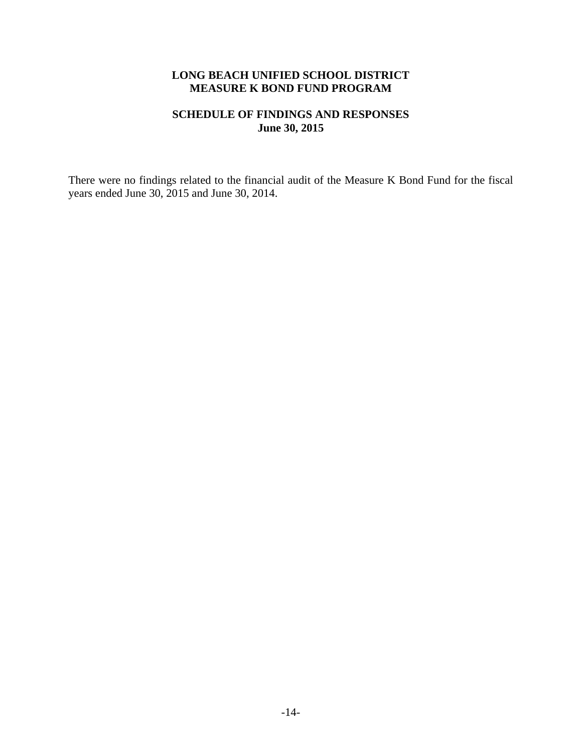# LONG BEACH UNIFIED SCHOOL DISTRICT
# MEASURE K BOND FUND PROGRAM

## SCHEDULE OF FINDINGS AND RESPONSES
## June 30, 2015

There were no findings related to the financial audit of the Measure K Bond Fund for the fiscal years ended June 30, 2015 and June 30, 2014.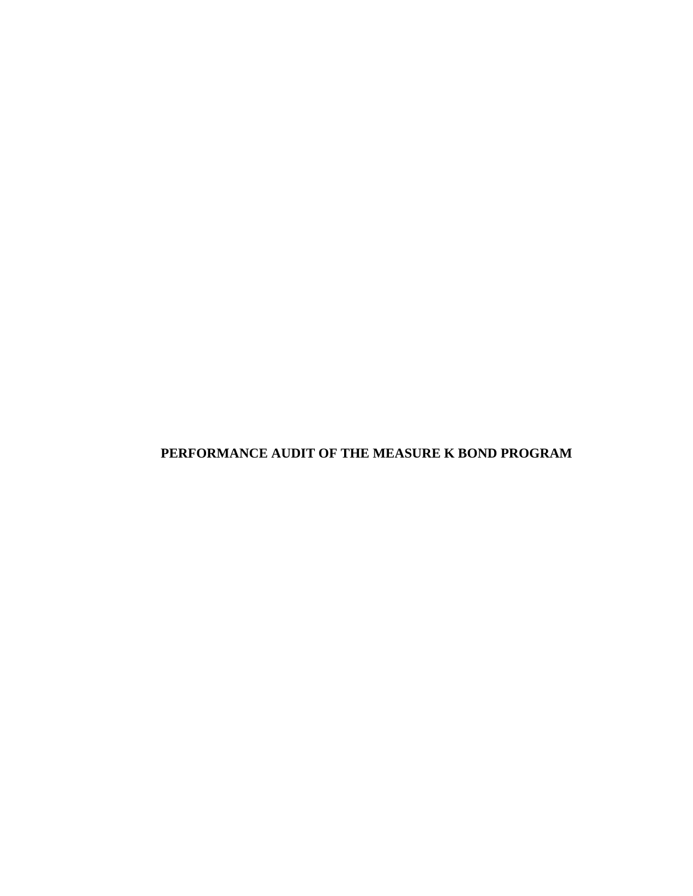**PERFORMANCE AUDIT OF THE MEASURE K BOND PROGRAM**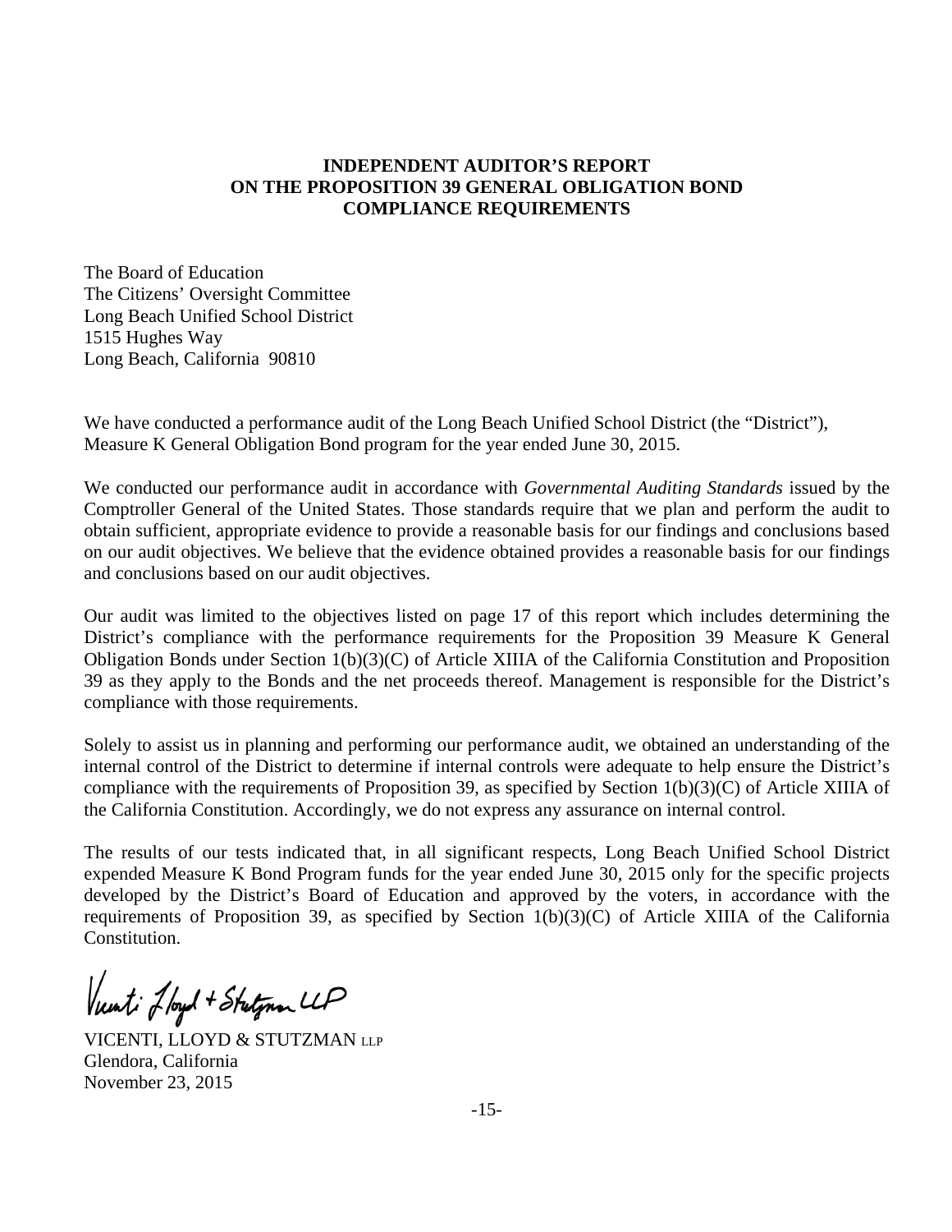# INDEPENDENT AUDITOR'S REPORT ON THE PROPOSITION 39 GENERAL OBLIGATION BOND COMPLIANCE REQUIREMENTS

The Board of Education
The Citizens' Oversight Committee
Long Beach Unified School District
1515 Hughes Way
Long Beach, California 90810

We have conducted a performance audit of the Long Beach Unified School District (the "District"), Measure K General Obligation Bond program for the year ended June 30, 2015.

We conducted our performance audit in accordance with *Governmental Auditing Standards* issued by the Comptroller General of the United States. Those standards require that we plan and perform the audit to obtain sufficient, appropriate evidence to provide a reasonable basis for our findings and conclusions based on our audit objectives. We believe that the evidence obtained provides a reasonable basis for our findings and conclusions based on our audit objectives.

Our audit was limited to the objectives listed on page 17 of this report which includes determining the District's compliance with the performance requirements for the Proposition 39 Measure K General Obligation Bonds under Section 1(b)(3)(C) of Article XIIIA of the California Constitution and Proposition 39 as they apply to the Bonds and the net proceeds thereof. Management is responsible for the District's compliance with those requirements.

Solely to assist us in planning and performing our performance audit, we obtained an understanding of the internal control of the District to determine if internal controls were adequate to help ensure the District's compliance with the requirements of Proposition 39, as specified by Section 1(b)(3)(C) of Article XIIIA of the California Constitution. Accordingly, we do not express any assurance on internal control.

The results of our tests indicated that, in all significant respects, Long Beach Unified School District expended Measure K Bond Program funds for the year ended June 30, 2015 only for the specific projects developed by the District's Board of Education and approved by the voters, in accordance with the requirements of Proposition 39, as specified by Section 1(b)(3)(C) of Article XIIIA of the California Constitution.

VICENTI, LLOYD & STUTZMAN LLP
Glendora, California
November 23, 2015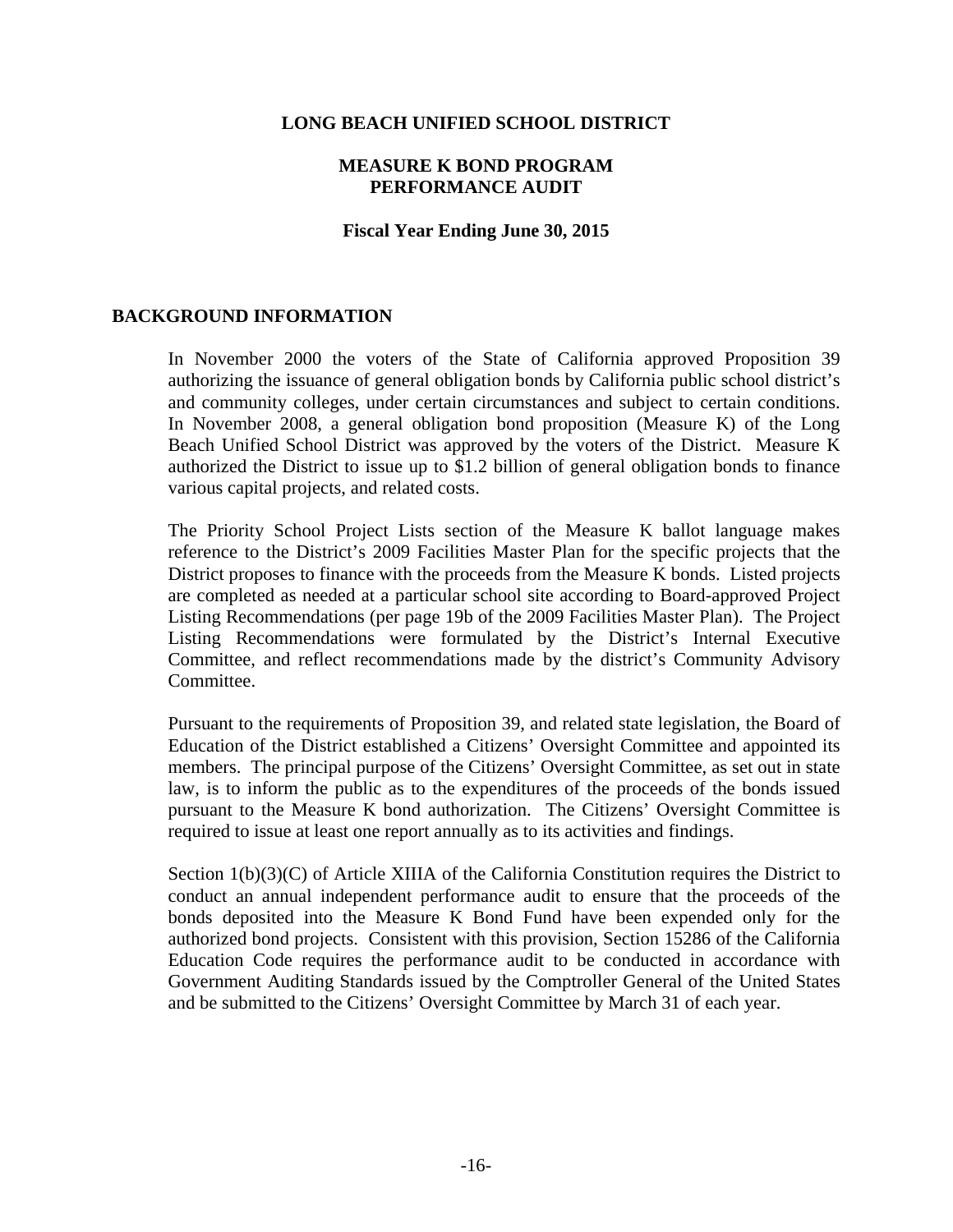# LONG BEACH UNIFIED SCHOOL DISTRICT

## MEASURE K BOND PROGRAM
## PERFORMANCE AUDIT

### Fiscal Year Ending June 30, 2015

## BACKGROUND INFORMATION

In November 2000 the voters of the State of California approved Proposition 39 authorizing the issuance of general obligation bonds by California public school district's and community colleges, under certain circumstances and subject to certain conditions. In November 2008, a general obligation bond proposition (Measure K) of the Long Beach Unified School District was approved by the voters of the District. Measure K authorized the District to issue up to $1.2 billion of general obligation bonds to finance various capital projects, and related costs.

The Priority School Project Lists section of the Measure K ballot language makes reference to the District's 2009 Facilities Master Plan for the specific projects that the District proposes to finance with the proceeds from the Measure K bonds. Listed projects are completed as needed at a particular school site according to Board-approved Project Listing Recommendations (per page 19b of the 2009 Facilities Master Plan). The Project Listing Recommendations were formulated by the District's Internal Executive Committee, and reflect recommendations made by the district's Community Advisory Committee.

Pursuant to the requirements of Proposition 39, and related state legislation, the Board of Education of the District established a Citizens' Oversight Committee and appointed its members. The principal purpose of the Citizens' Oversight Committee, as set out in state law, is to inform the public as to the expenditures of the proceeds of the bonds issued pursuant to the Measure K bond authorization. The Citizens' Oversight Committee is required to issue at least one report annually as to its activities and findings.

Section 1(b)(3)(C) of Article XIIIA of the California Constitution requires the District to conduct an annual independent performance audit to ensure that the proceeds of the bonds deposited into the Measure K Bond Fund have been expended only for the authorized bond projects. Consistent with this provision, Section 15286 of the California Education Code requires the performance audit to be conducted in accordance with Government Auditing Standards issued by the Comptroller General of the United States and be submitted to the Citizens' Oversight Committee by March 31 of each year.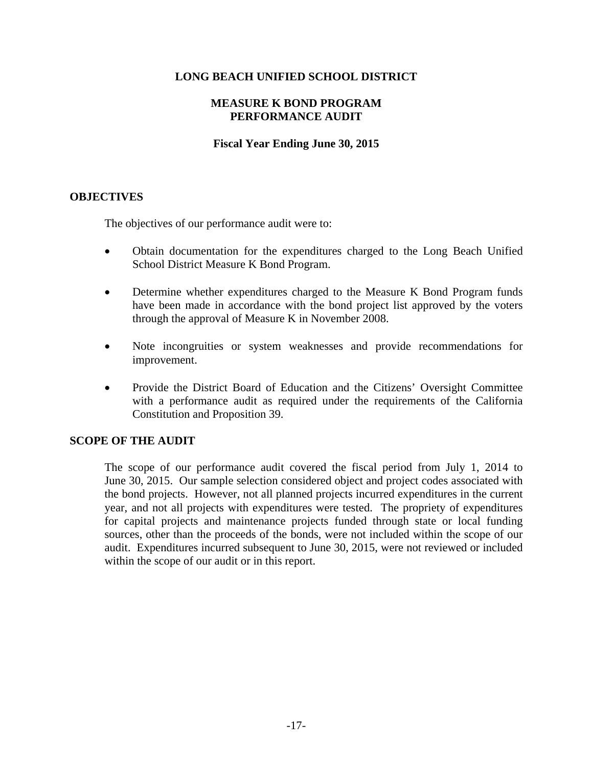**LONG BEACH UNIFIED SCHOOL DISTRICT**

**MEASURE K BOND PROGRAM**
**PERFORMANCE AUDIT**

**Fiscal Year Ending June 30, 2015**

## OBJECTIVES

The objectives of our performance audit were to:

- Obtain documentation for the expenditures charged to the Long Beach Unified School District Measure K Bond Program.
- Determine whether expenditures charged to the Measure K Bond Program funds have been made in accordance with the bond project list approved by the voters through the approval of Measure K in November 2008.
- Note incongruities or system weaknesses and provide recommendations for improvement.
- Provide the District Board of Education and the Citizens' Oversight Committee with a performance audit as required under the requirements of the California Constitution and Proposition 39.

## SCOPE OF THE AUDIT

The scope of our performance audit covered the fiscal period from July 1, 2014 to June 30, 2015. Our sample selection considered object and project codes associated with the bond projects. However, not all planned projects incurred expenditures in the current year, and not all projects with expenditures were tested. The propriety of expenditures for capital projects and maintenance projects funded through state or local funding sources, other than the proceeds of the bonds, were not included within the scope of our audit. Expenditures incurred subsequent to June 30, 2015, were not reviewed or included within the scope of our audit or in this report.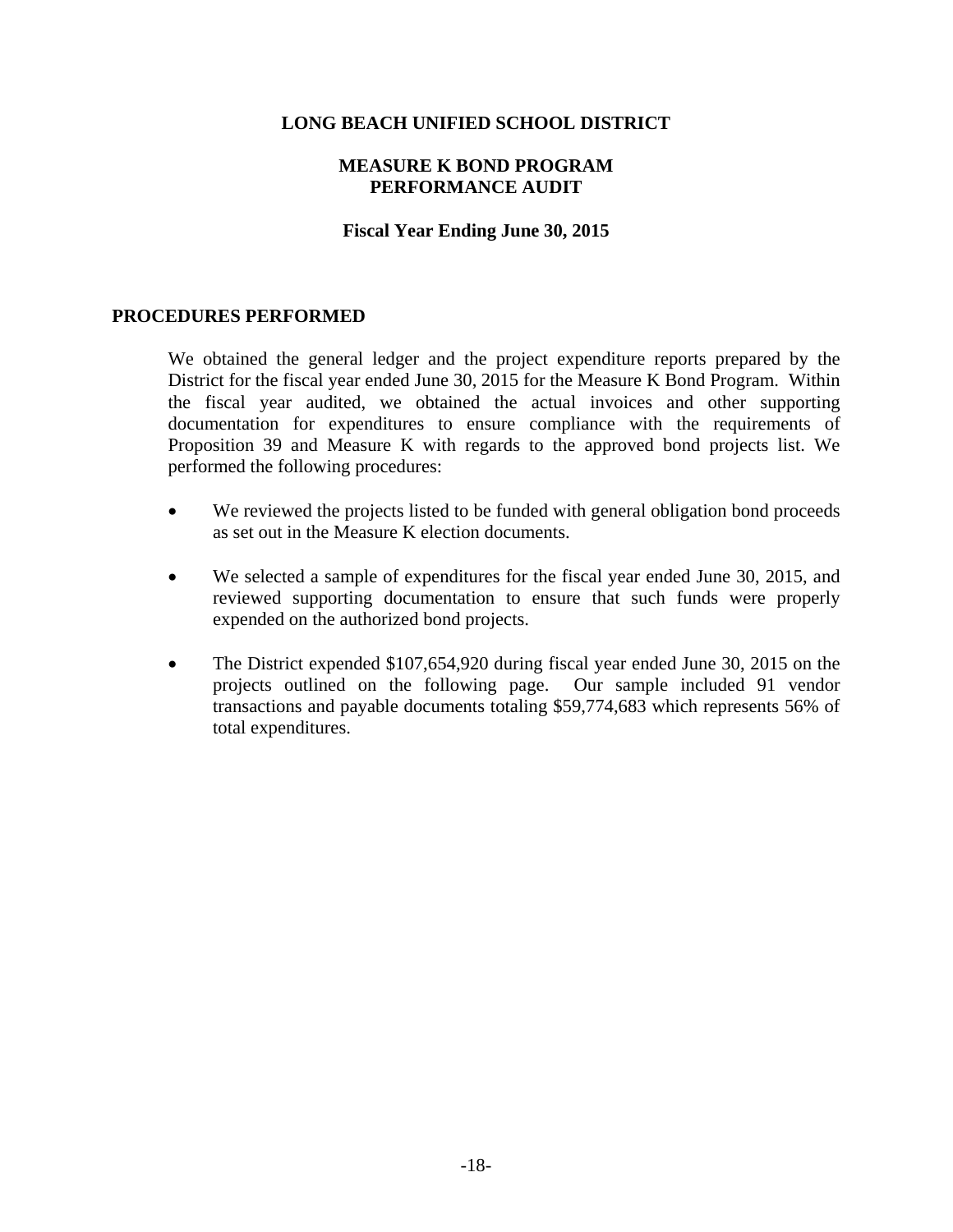**LONG BEACH UNIFIED SCHOOL DISTRICT**

**MEASURE K BOND PROGRAM**
**PERFORMANCE AUDIT**

**Fiscal Year Ending June 30, 2015**

## PROCEDURES PERFORMED

We obtained the general ledger and the project expenditure reports prepared by the District for the fiscal year ended June 30, 2015 for the Measure K Bond Program. Within the fiscal year audited, we obtained the actual invoices and other supporting documentation for expenditures to ensure compliance with the requirements of Proposition 39 and Measure K with regards to the approved bond projects list. We performed the following procedures:

- We reviewed the projects listed to be funded with general obligation bond proceeds as set out in the Measure K election documents.

- We selected a sample of expenditures for the fiscal year ended June 30, 2015, and reviewed supporting documentation to ensure that such funds were properly expended on the authorized bond projects.

- The District expended $107,654,920 during fiscal year ended June 30, 2015 on the projects outlined on the following page. Our sample included 91 vendor transactions and payable documents totaling $59,774,683 which represents 56% of total expenditures.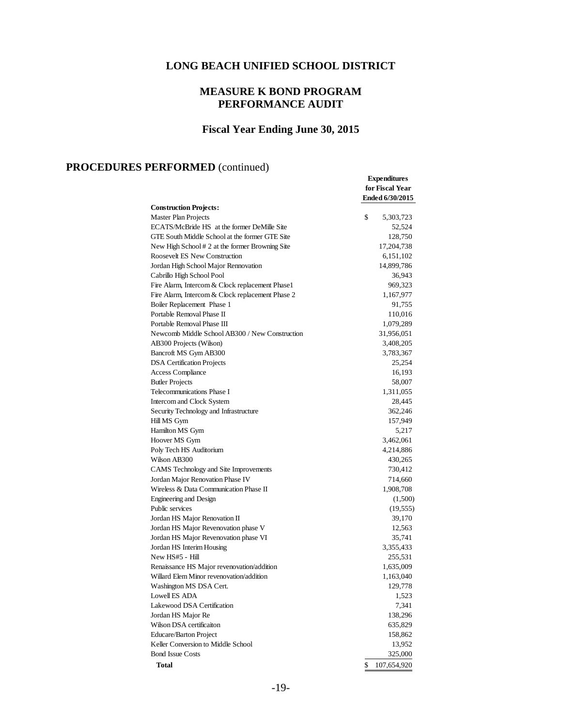# LONG BEACH UNIFIED SCHOOL DISTRICT

## MEASURE K BOND PROGRAM PERFORMANCE AUDIT

### Fiscal Year Ending June 30, 2015

## PROCEDURES PERFORMED (continued)

| | Expenditures for Fiscal Year Ended 6/30/2015 |
|---|---|
| **Construction Projects:** | |
| Master Plan Projects | $ 5,303,723 |
| ECATS/McBride HS at the former DeMille Site | 52,524 |
| GTE South Middle School at the former GTE Site | 128,750 |
| New High School # 2 at the former Browning Site | 17,204,738 |
| Roosevelt ES New Construction | 6,151,102 |
| Jordan High School Major Rennovation | 14,899,786 |
| Cabrillo High School Pool | 36,943 |
| Fire Alarm, Intercom & Clock replacement Phase1 | 969,323 |
| Fire Alarm, Intercom & Clock replacement Phase 2 | 1,167,977 |
| Boiler Replacement Phase 1 | 91,755 |
| Portable Removal Phase II | 110,016 |
| Portable Removal Phase III | 1,079,289 |
| Newcomb Middle School AB300 / New Construction | 31,956,051 |
| AB300 Projects (Wilson) | 3,408,205 |
| Bancroft MS Gym AB300 | 3,783,367 |
| DSA Certification Projects | 25,254 |
| Access Compliance | 16,193 |
| Butler Projects | 58,007 |
| Telecommunications Phase I | 1,311,055 |
| Intercom and Clock System | 28,445 |
| Security Technology and Infrastructure | 362,246 |
| Hill MS Gym | 157,949 |
| Hamilton MS Gym | 5,217 |
| Hoover MS Gym | 3,462,061 |
| Poly Tech HS Auditorium | 4,214,886 |
| Wilson AB300 | 430,265 |
| CAMS Technology and Site Improvements | 730,412 |
| Jordan Major Renovation Phase IV | 714,660 |
| Wireless & Data Communication Phase II | 1,908,708 |
| Engineering and Design | (1,500) |
| Public services | (19,555) |
| Jordan HS Major Renovation II | 39,170 |
| Jordan HS Major Revenovation phase V | 12,563 |
| Jordan HS Major Revenovation phase VI | 35,741 |
| Jordan HS Interim Housing | 3,355,433 |
| New HS#5 - Hill | 255,531 |
| Renaissance HS Major revenovation/addition | 1,635,009 |
| Willard Elem Minor revenovation/addition | 1,163,040 |
| Washington MS DSA Cert. | 129,778 |
| Lowell ES ADA | 1,523 |
| Lakewood DSA Certification | 7,341 |
| Jordan HS Major Re | 138,296 |
| Wilson DSA certificaiton | 635,829 |
| Educare/Barton Project | 158,862 |
| Keller Conversion to Middle School | 13,952 |
| Bond Issue Costs | 325,000 |
| **Total** | $ 107,654,920 |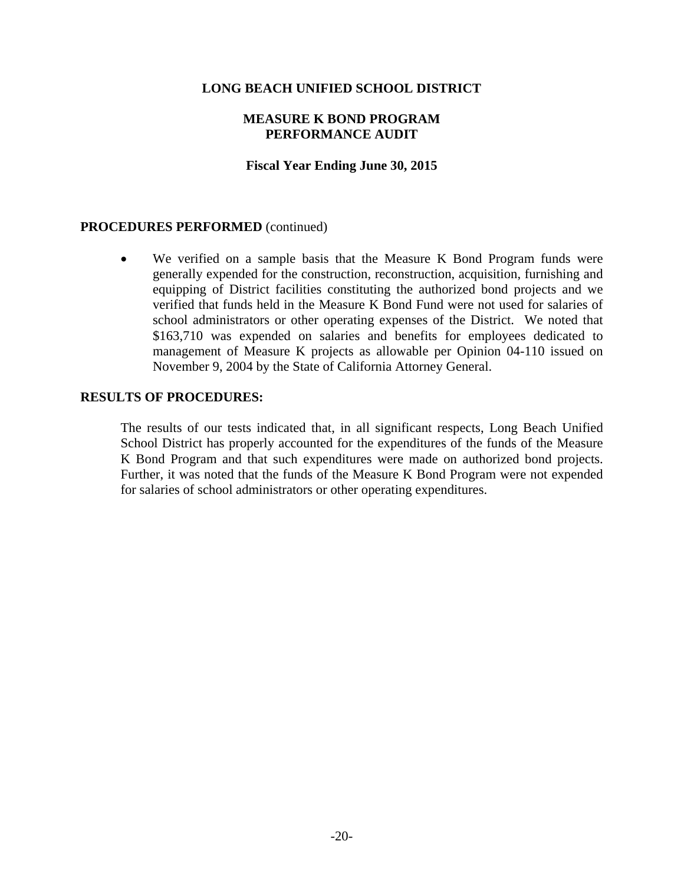**LONG BEACH UNIFIED SCHOOL DISTRICT**

**MEASURE K BOND PROGRAM**
**PERFORMANCE AUDIT**

**Fiscal Year Ending June 30, 2015**

**PROCEDURES PERFORMED** (continued)

- We verified on a sample basis that the Measure K Bond Program funds were generally expended for the construction, reconstruction, acquisition, furnishing and equipping of District facilities constituting the authorized bond projects and we verified that funds held in the Measure K Bond Fund were not used for salaries of school administrators or other operating expenses of the District. We noted that $163,710 was expended on salaries and benefits for employees dedicated to management of Measure K projects as allowable per Opinion 04-110 issued on November 9, 2004 by the State of California Attorney General.

**RESULTS OF PROCEDURES:**

The results of our tests indicated that, in all significant respects, Long Beach Unified School District has properly accounted for the expenditures of the funds of the Measure K Bond Program and that such expenditures were made on authorized bond projects. Further, it was noted that the funds of the Measure K Bond Program were not expended for salaries of school administrators or other operating expenditures.